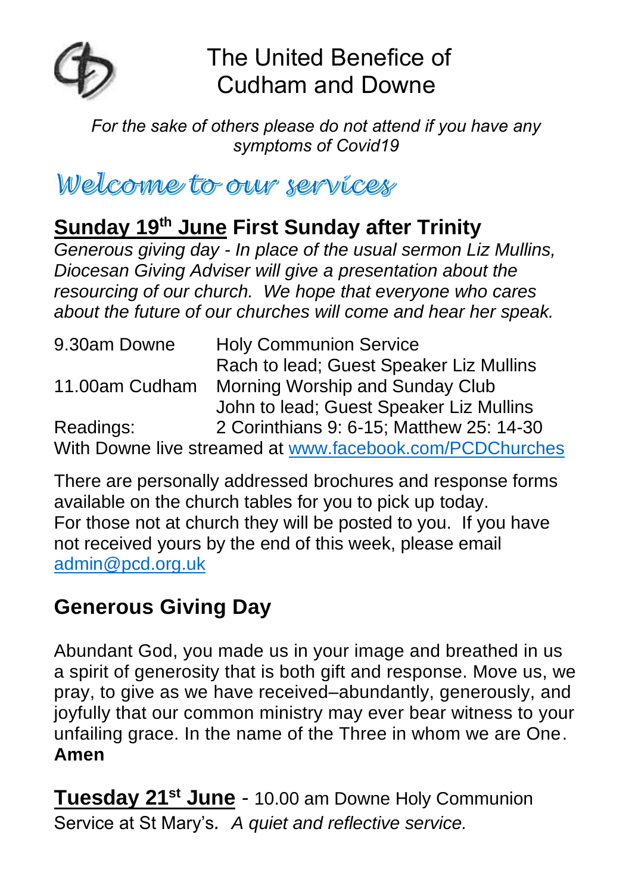# The United Benefice of Cudham and Downe

*For the sake of others please do not attend if you have any symptoms of Covid19*

## Welcome to our services

### **Sunday 19th June** First Sunday after Trinity

*Generous giving day - In place of the usual sermon Liz Mullins, Diocesan Giving Adviser will give a presentation about the resourcing of our church. We hope that everyone who cares about the future of our churches will come and hear her speak.*

| | |
|---|---|
| 9.30am Downe | Holy Communion Service<br>Rach to lead; Guest Speaker Liz Mullins |
| 11.00am Cudham | Morning Worship and Sunday Club<br>John to lead; Guest Speaker Liz Mullins |
| Readings: | 2 Corinthians 9: 6-15; Matthew 25: 14-30 |

With Downe live streamed at www.facebook.com/PCDChurches

There are personally addressed brochures and response forms available on the church tables for you to pick up today.
For those not at church they will be posted to you. If you have not received yours by the end of this week, please email admin@pcd.org.uk

## Generous Giving Day

Abundant God, you made us in your image and breathed in us a spirit of generosity that is both gift and response. Move us, we pray, to give as we have received–abundantly, generously, and joyfully that our common ministry may ever bear witness to your unfailing grace. In the name of the Three in whom we are One.
**Amen**

**Tuesday 21st June** - 10.00 am Downe Holy Communion Service at St Mary's. *A quiet and reflective service.*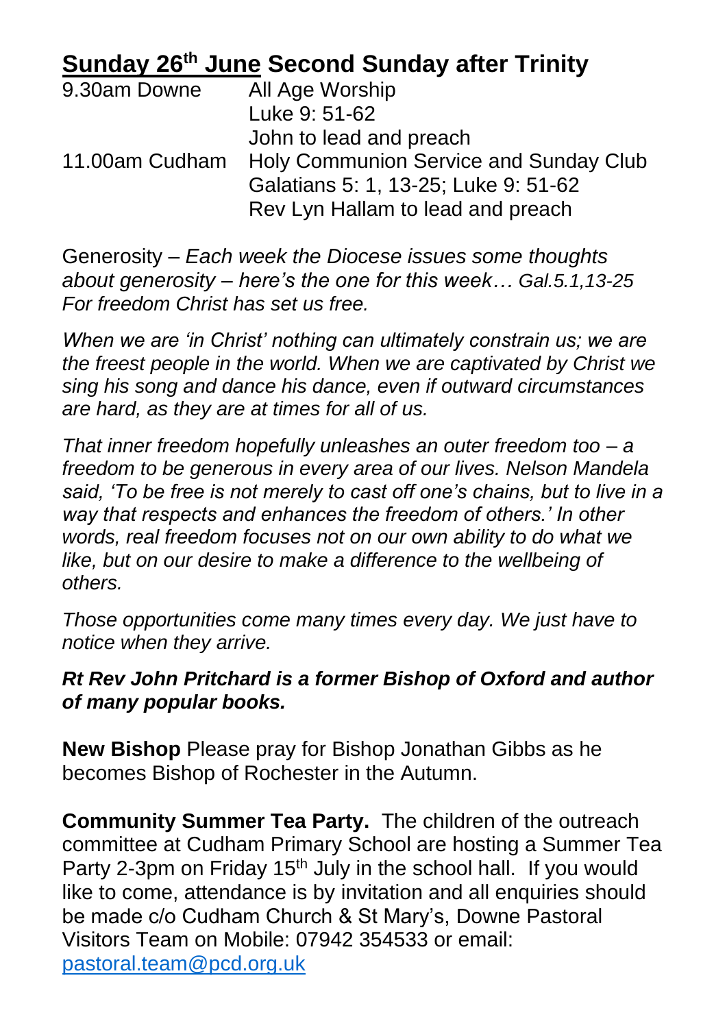## Sunday 26th June Second Sunday after Trinity

| | |
|---|---|
| 9.30am Downe | All Age Worship<br>Luke 9: 51-62<br>John to lead and preach |
| 11.00am Cudham | Holy Communion Service and Sunday Club<br>Galatians 5: 1, 13-25; Luke 9: 51-62<br>Rev Lyn Hallam to lead and preach |

Generosity – *Each week the Diocese issues some thoughts about generosity – here's the one for this week… Gal.5.1,13-25 For freedom Christ has set us free.*

*When we are 'in Christ' nothing can ultimately constrain us; we are the freest people in the world. When we are captivated by Christ we sing his song and dance his dance, even if outward circumstances are hard, as they are at times for all of us.*

*That inner freedom hopefully unleashes an outer freedom too – a freedom to be generous in every area of our lives. Nelson Mandela said, 'To be free is not merely to cast off one's chains, but to live in a way that respects and enhances the freedom of others.' In other words, real freedom focuses not on our own ability to do what we like, but on our desire to make a difference to the wellbeing of others.*

*Those opportunities come many times every day. We just have to notice when they arrive.*

***Rt Rev John Pritchard is a former Bishop of Oxford and author of many popular books.***

**New Bishop** Please pray for Bishop Jonathan Gibbs as he becomes Bishop of Rochester in the Autumn.

**Community Summer Tea Party.** The children of the outreach committee at Cudham Primary School are hosting a Summer Tea Party 2-3pm on Friday 15th July in the school hall. If you would like to come, attendance is by invitation and all enquiries should be made c/o Cudham Church & St Mary's, Downe Pastoral Visitors Team on Mobile: 07942 354533 or email: pastoral.team@pcd.org.uk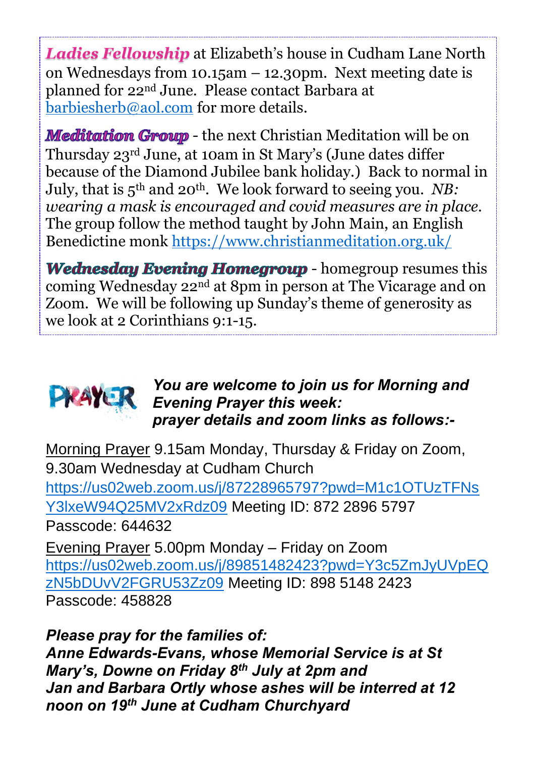***Ladies Fellowship*** at Elizabeth's house in Cudham Lane North on Wednesdays from 10.15am – 12.30pm. Next meeting date is planned for 22nd June. Please contact Barbara at barbiesherb@aol.com for more details.

***Meditation Group*** - the next Christian Meditation will be on Thursday 23rd June, at 10am in St Mary's (June dates differ because of the Diamond Jubilee bank holiday.) Back to normal in July, that is 5th and 20th. We look forward to seeing you. *NB: wearing a mask is encouraged and covid measures are in place.* The group follow the method taught by John Main, an English Benedictine monk https://www.christianmeditation.org.uk/

***Wednesday Evening Homegroup*** - homegroup resumes this coming Wednesday 22nd at 8pm in person at The Vicarage and on Zoom. We will be following up Sunday's theme of generosity as we look at 2 Corinthians 9:1-15.

PRAYER

***You are welcome to join us for Morning and Evening Prayer this week: prayer details and zoom links as follows:-***

Morning Prayer 9.15am Monday, Thursday & Friday on Zoom, 9.30am Wednesday at Cudham Church
https://us02web.zoom.us/j/87228965797?pwd=M1c1OTUzTFNsY3lxeW94Q25MV2xRdz09 Meeting ID: 872 2896 5797
Passcode: 644632

Evening Prayer 5.00pm Monday – Friday on Zoom
https://us02web.zoom.us/j/89851482423?pwd=Y3c5ZmJyUVpEQzN5bDUvV2FGRU53Zz09 Meeting ID: 898 5148 2423
Passcode: 458828

***Please pray for the families of:***
***Anne Edwards-Evans, whose Memorial Service is at St Mary's, Downe on Friday 8th July at 2pm and***
***Jan and Barbara Ortly whose ashes will be interred at 12 noon on 19th June at Cudham Churchyard***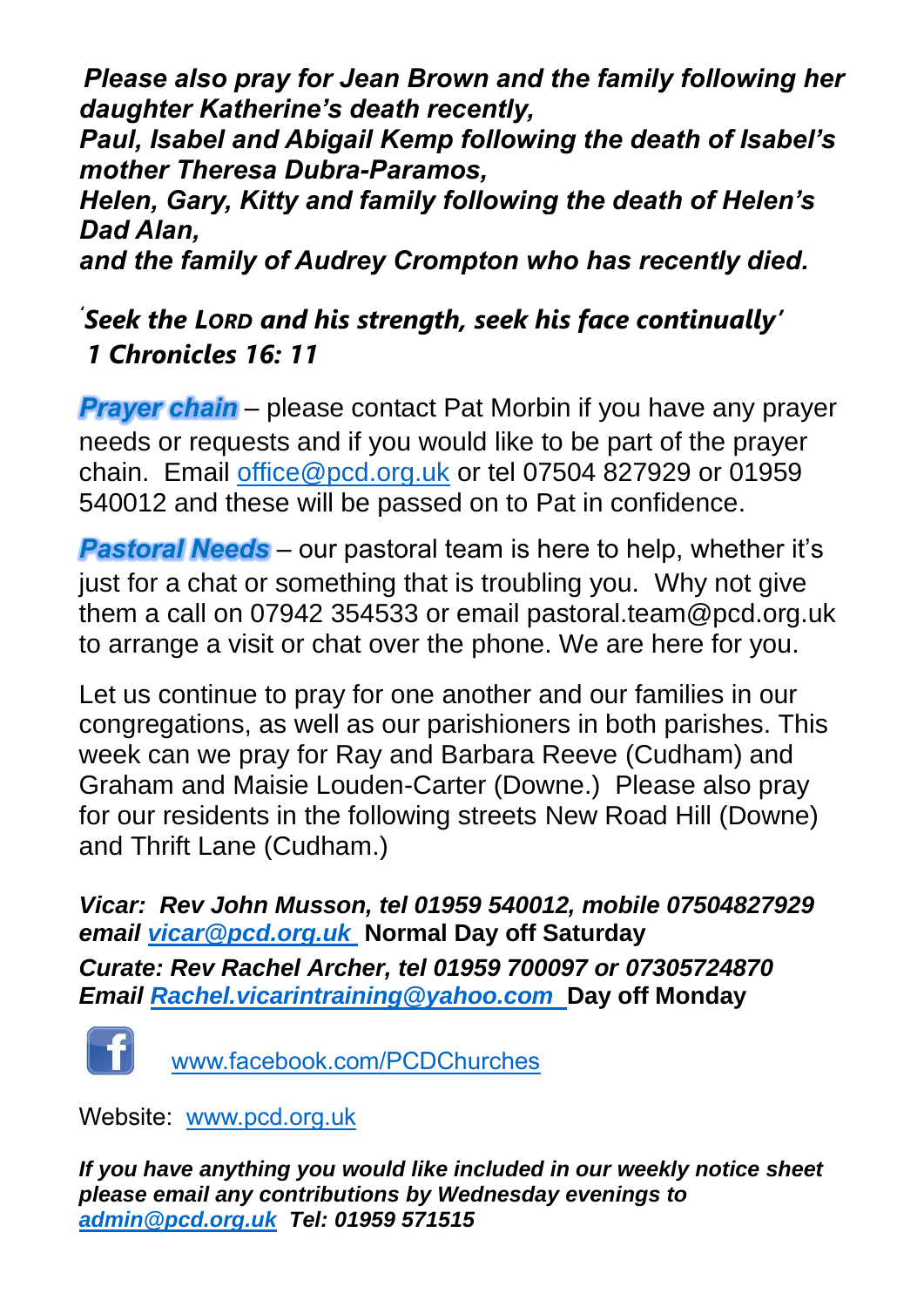***Please also pray for Jean Brown and the family following her daughter Katherine's death recently,***
***Paul, Isabel and Abigail Kemp following the death of Isabel's mother Theresa Dubra-Paramos,***
***Helen, Gary, Kitty and family following the death of Helen's Dad Alan,***
***and the family of Audrey Crompton who has recently died.***

***'Seek the LORD and his strength, seek his face continually'***
***1 Chronicles 16: 11***

***Prayer chain*** – please contact Pat Morbin if you have any prayer needs or requests and if you would like to be part of the prayer chain. Email office@pcd.org.uk or tel 07504 827929 or 01959 540012 and these will be passed on to Pat in confidence.

***Pastoral Needs*** – our pastoral team is here to help, whether it's just for a chat or something that is troubling you. Why not give them a call on 07942 354533 or email pastoral.team@pcd.org.uk to arrange a visit or chat over the phone. We are here for you.

Let us continue to pray for one another and our families in our congregations, as well as our parishioners in both parishes. This week can we pray for Ray and Barbara Reeve (Cudham) and Graham and Maisie Louden-Carter (Downe.) Please also pray for our residents in the following streets New Road Hill (Downe) and Thrift Lane (Cudham.)

***Vicar: Rev John Musson, tel 01959 540012, mobile 07504827929***
***email vicar@pcd.org.uk*** **Normal Day off Saturday**
***Curate: Rev Rachel Archer, tel 01959 700097 or 07305724870***
***Email Rachel.vicarintraining@yahoo.com*** **Day off Monday**

www.facebook.com/PCDChurches

Website: www.pcd.org.uk

***If you have anything you would like included in our weekly notice sheet please email any contributions by Wednesday evenings to admin@pcd.org.uk Tel: 01959 571515***